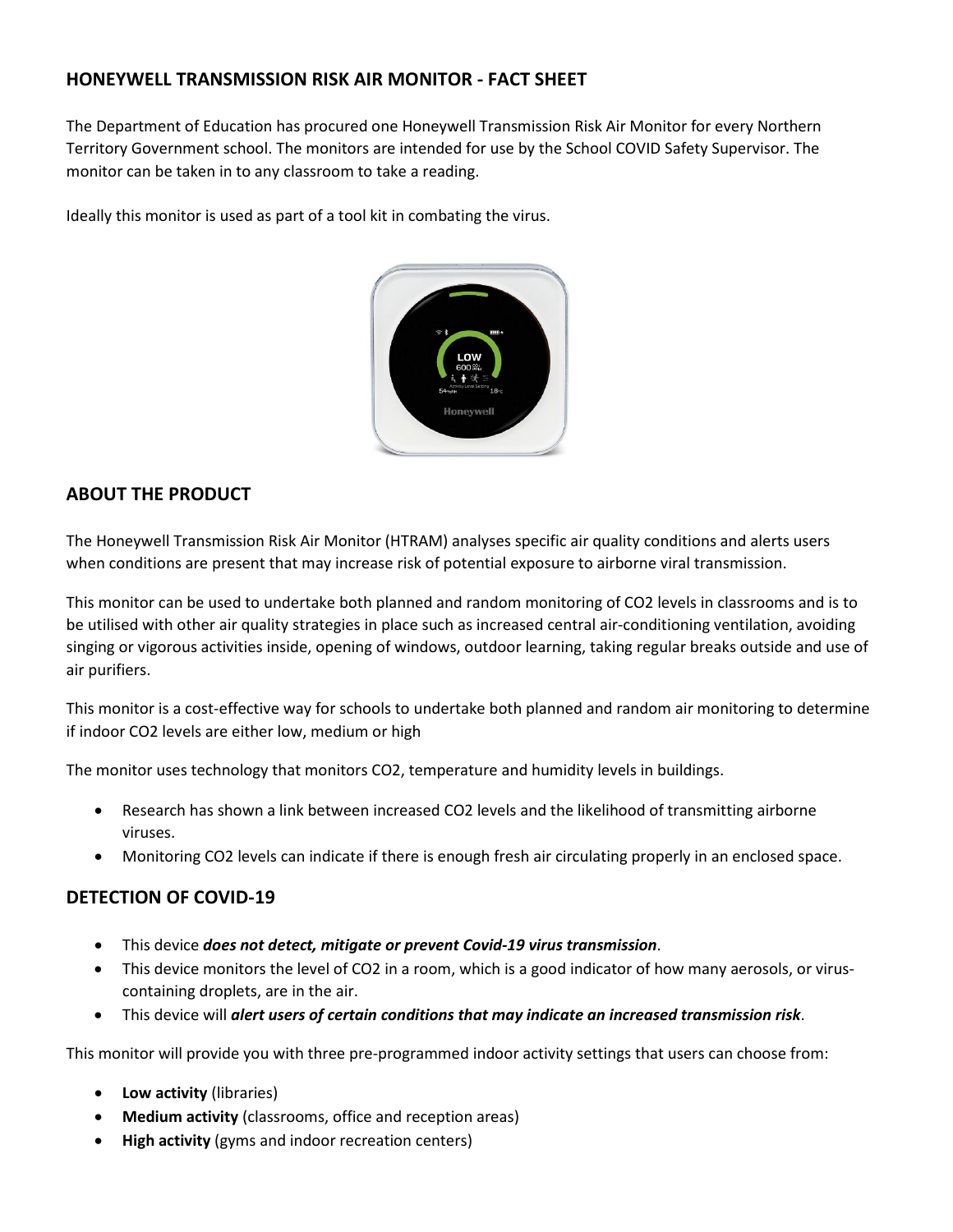## HONEYWELL TRANSMISSION RISK AIR MONITOR - FACT SHEET

The Department of Education has procured one Honeywell Transmission Risk Air Monitor for every Northern Territory Government school. The monitors are intended for use by the School COVID Safety Supervisor. The monitor can be taken in to any classroom to take a reading.

Ideally this monitor is used as part of a tool kit in combating the virus.

## ABOUT THE PRODUCT

The Honeywell Transmission Risk Air Monitor (HTRAM) analyses specific air quality conditions and alerts users when conditions are present that may increase risk of potential exposure to airborne viral transmission.

This monitor can be used to undertake both planned and random monitoring of $CO_2$ levels in classrooms and is to be utilised with other air quality strategies in place such as increased central air-conditioning ventilation, avoiding singing or vigorous activities inside, opening of windows, outdoor learning, taking regular breaks outside and use of air purifiers.

This monitor is a cost-effective way for schools to undertake both planned and random air monitoring to determine if indoor $CO_2$ levels are either low, medium or high

The monitor uses technology that monitors $CO_2$, temperature and humidity levels in buildings.

- Research has shown a link between increased $CO_2$ levels and the likelihood of transmitting airborne viruses.
- Monitoring $CO_2$ levels can indicate if there is enough fresh air circulating properly in an enclosed space.

## DETECTION OF COVID-19

- This device ***does not detect, mitigate or prevent Covid-19 virus transmission***.
- This device monitors the level of $CO_2$ in a room, which is a good indicator of how many aerosols, or virus-containing droplets, are in the air.
- This device will ***alert users of certain conditions that may indicate an increased transmission risk***.

This monitor will provide you with three pre-programmed indoor activity settings that users can choose from:

- **Low activity** (libraries)
- **Medium activity** (classrooms, office and reception areas)
- **High activity** (gyms and indoor recreation centers)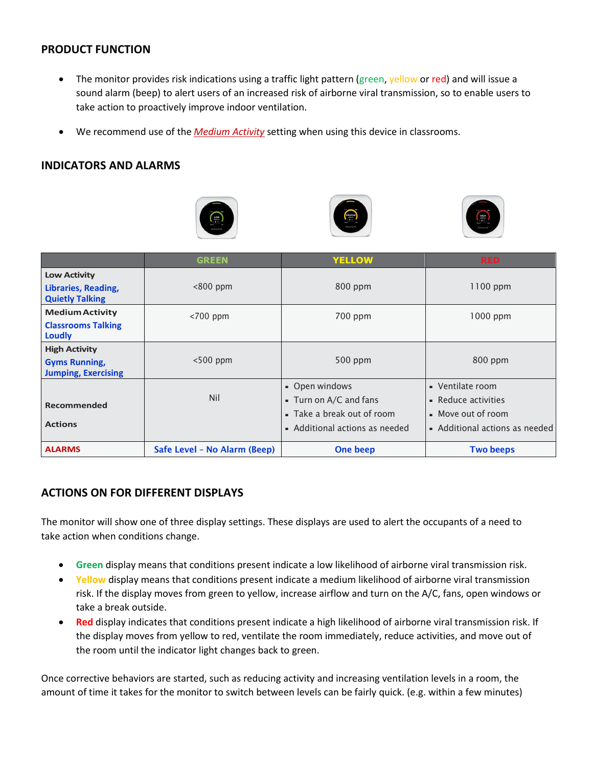## PRODUCT FUNCTION

- The monitor provides risk indications using a traffic light pattern (green, yellow or red) and will issue a sound alarm (beep) to alert users of an increased risk of airborne viral transmission, so to enable users to take action to proactively improve indoor ventilation.
- We recommend use of the *Medium Activity* setting when using this device in classrooms.

## INDICATORS AND ALARMS

| | GREEN | YELLOW | RED |
|---|---|---|---|
| **Low Activity** Libraries, Reading, Quietly Talking | <800 ppm | 800 ppm | 1100 ppm |
| **Medium Activity** Classrooms Talking Loudly | <700 ppm | 700 ppm | 1000 ppm |
| **High Activity** Gyms Running, Jumping, Exercising | <500 ppm | 500 ppm | 800 ppm |
| **Recommended Actions** | Nil | ▪ Open windows ▪ Turn on A/C and fans ▪ Take a break out of room ▪ Additional actions as needed | ▪ Ventilate room ▪ Reduce activities ▪ Move out of room ▪ Additional actions as needed |
| **ALARMS** | Safe Level – No Alarm (Beep) | One beep | Two beeps |

## ACTIONS ON FOR DIFFERENT DISPLAYS

The monitor will show one of three display settings. These displays are used to alert the occupants of a need to take action when conditions change.

- **Green** display means that conditions present indicate a low likelihood of airborne viral transmission risk.
- **Yellow** display means that conditions present indicate a medium likelihood of airborne viral transmission risk. If the display moves from green to yellow, increase airflow and turn on the A/C, fans, open windows or take a break outside.
- **Red** display indicates that conditions present indicate a high likelihood of airborne viral transmission risk. If the display moves from yellow to red, ventilate the room immediately, reduce activities, and move out of the room until the indicator light changes back to green.

Once corrective behaviors are started, such as reducing activity and increasing ventilation levels in a room, the amount of time it takes for the monitor to switch between levels can be fairly quick. (e.g. within a few minutes)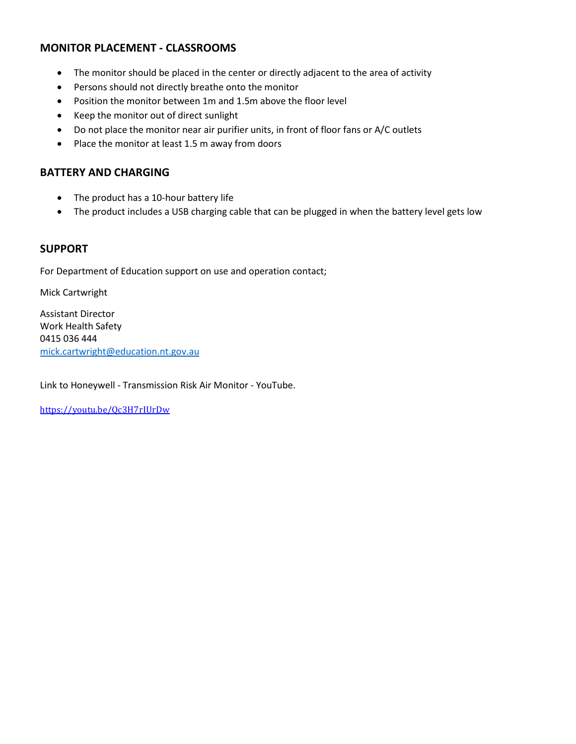## MONITOR PLACEMENT - CLASSROOMS

- The monitor should be placed in the center or directly adjacent to the area of activity
- Persons should not directly breathe onto the monitor
- Position the monitor between 1m and 1.5m above the floor level
- Keep the monitor out of direct sunlight
- Do not place the monitor near air purifier units, in front of floor fans or A/C outlets
- Place the monitor at least 1.5 m away from doors

## BATTERY AND CHARGING

- The product has a 10-hour battery life
- The product includes a USB charging cable that can be plugged in when the battery level gets low

## SUPPORT

For Department of Education support on use and operation contact;

Mick Cartwright

Assistant Director
Work Health Safety
0415 036 444
[mick.cartwright@education.nt.gov.au](mailto:mick.cartwright@education.nt.gov.au)

Link to Honeywell - Transmission Risk Air Monitor - YouTube.

[https://youtu.be/Qc3H7rIUrDw](https://youtu.be/Qc3H7rIUrDw)